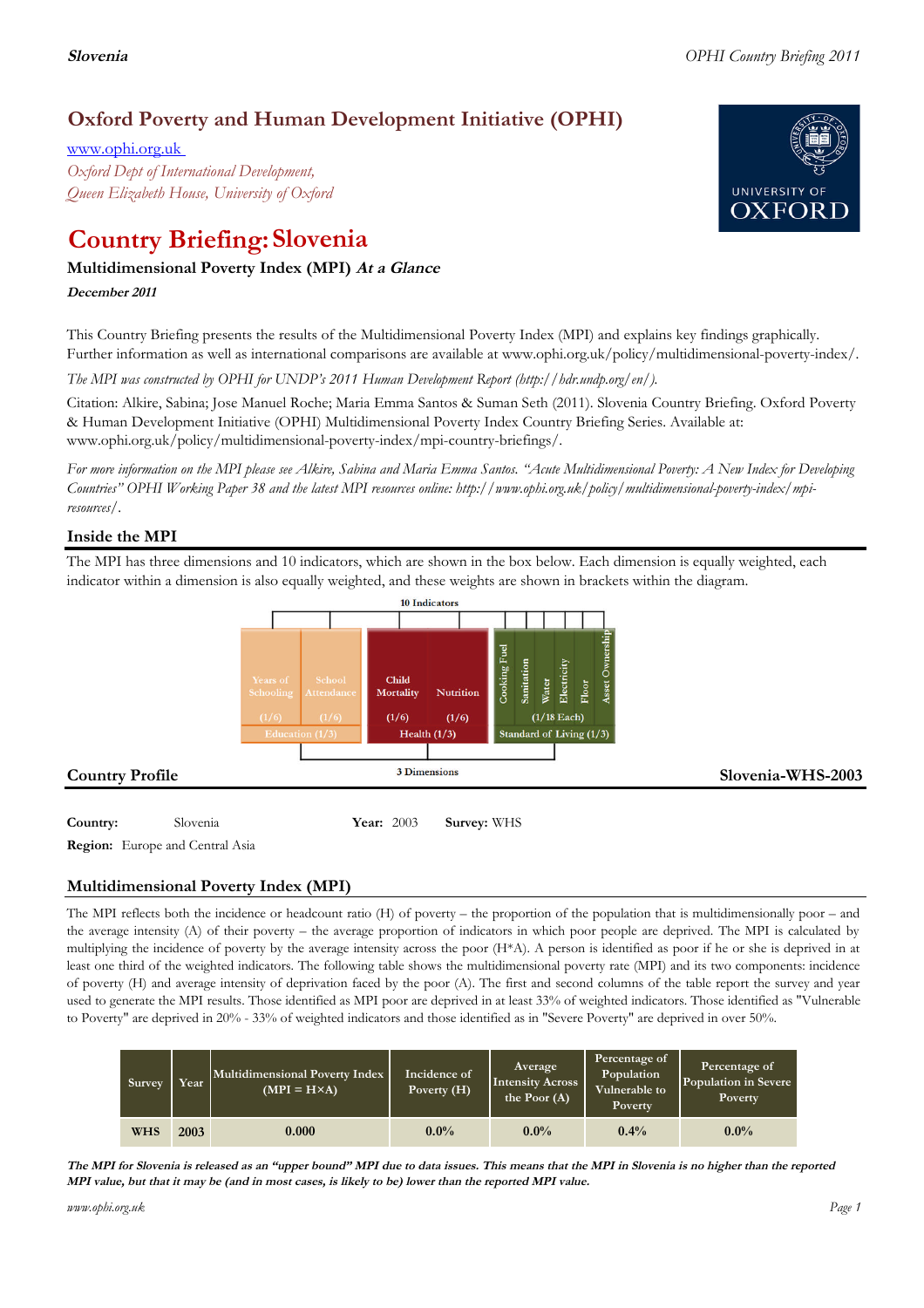# Oxford Poverty and Human Development Initiative (OPHI)

www.ophi.org.uk

*Oxford Dept of International Development, Queen Elizabeth House, University of Oxford*

# Country Briefing: Slovenia

### Multidimensional Poverty Index (MPI) *At a Glance*

***December 2011***

This Country Briefing presents the results of the Multidimensional Poverty Index (MPI) and explains key findings graphically. Further information as well as international comparisons are available at www.ophi.org.uk/policy/multidimensional-poverty-index/.

*The MPI was constructed by OPHI for UNDP's 2011 Human Development Report (http://hdr.undp.org/en/).*

Citation: Alkire, Sabina; Jose Manuel Roche; Maria Emma Santos & Suman Seth (2011). Slovenia Country Briefing. Oxford Poverty & Human Development Initiative (OPHI) Multidimensional Poverty Index Country Briefing Series. Available at: www.ophi.org.uk/policy/multidimensional-poverty-index/mpi-country-briefings/.

*For more information on the MPI please see Alkire, Sabina and Maria Emma Santos. "Acute Multidimensional Poverty: A New Index for Developing Countries" OPHI Working Paper 38 and the latest MPI resources online: http://www.ophi.org.uk/policy/multidimensional-poverty-index/mpi-resources/.*

## Inside the MPI

The MPI has three dimensions and 10 indicators, which are shown in the box below. Each dimension is equally weighted, each indicator within a dimension is also equally weighted, and these weights are shown in brackets within the diagram.

10 Indicators

| Education (1/3) | | Health (1/3) | | Standard of Living (1/3) | | | | | |
|---|---|---|---|---|---|---|---|---|---|
| Years of Schooling (1/6) | School Attendance (1/6) | Child Mortality (1/6) | Nutrition (1/6) | Cooking Fuel | Sanitation | Water | Electricity | Floor | Asset Ownership |
| | | | | (1/18 Each) | | | | | |

3 Dimensions

## Country Profile

**Slovenia-WHS-2003**

**Country:** Slovenia **Year:** 2003 **Survey:** WHS

**Region:** Europe and Central Asia

## Multidimensional Poverty Index (MPI)

The MPI reflects both the incidence or headcount ratio (H) of poverty – the proportion of the population that is multidimensionally poor – and the average intensity (A) of their poverty – the average proportion of indicators in which poor people are deprived. The MPI is calculated by multiplying the incidence of poverty by the average intensity across the poor (H*A). A person is identified as poor if he or she is deprived in at least one third of the weighted indicators. The following table shows the multidimensional poverty rate (MPI) and its two components: incidence of poverty (H) and average intensity of deprivation faced by the poor (A). The first and second columns of the table report the survey and year used to generate the MPI results. Those identified as MPI poor are deprived in at least 33% of weighted indicators. Those identified as "Vulnerable to Poverty" are deprived in 20% - 33% of weighted indicators and those identified as in "Severe Poverty" are deprived in over 50%.

| Survey | Year | Multidimensional Poverty Index (MPI = H×A) | Incidence of Poverty (H) | Average Intensity Across the Poor (A) | Percentage of Population Vulnerable to Poverty | Percentage of Population in Severe Poverty |
|---|---|---|---|---|---|---|
| WHS | 2003 | 0.000 | 0.0% | 0.0% | 0.4% | 0.0% |

***The MPI for Slovenia is released as an "upper bound" MPI due to data issues. This means that the MPI in Slovenia is no higher than the reported MPI value, but that it may be (and in most cases, is likely to be) lower than the reported MPI value.***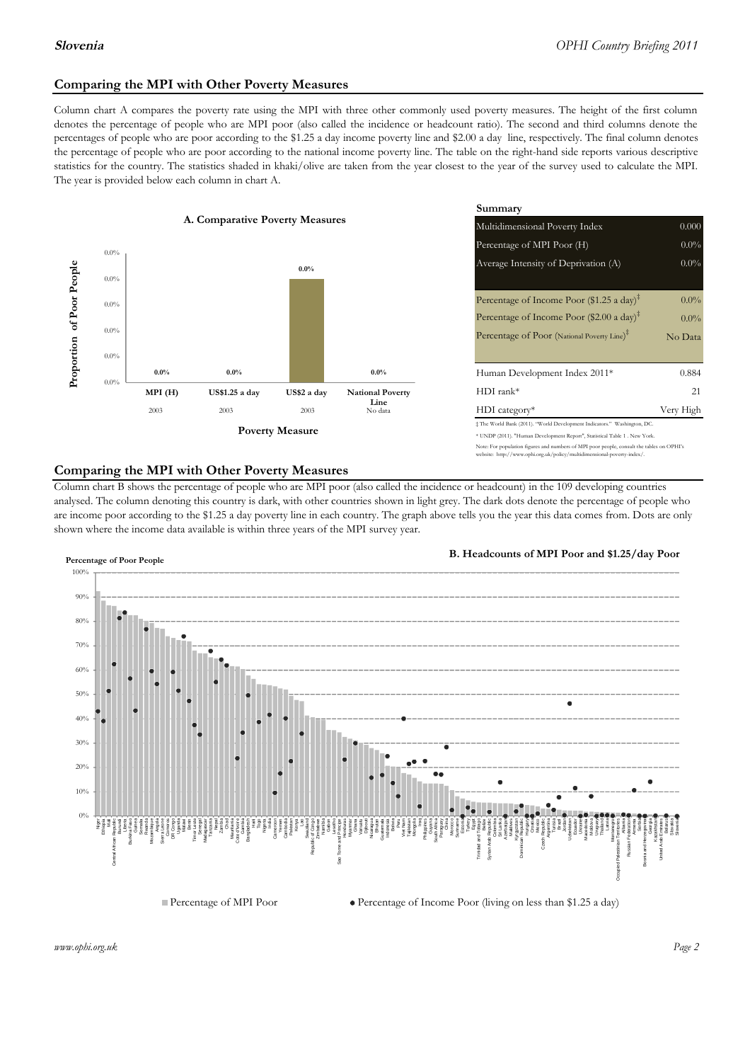## Comparing the MPI with Other Poverty Measures

Column chart A compares the poverty rate using the MPI with three other commonly used poverty measures. The height of the first column denotes the percentage of people who are MPI poor (also called the incidence or headcount ratio). The second and third columns denote the percentages of people who are poor according to the $1.25 a day income poverty line and $2.00 a day line, respectively. The final column denotes the percentage of people who are poor according to the national income poverty line. The table on the right-hand side reports various descriptive statistics for the country. The statistics shaded in khaki/olive are taken from the year closest to the year of the survey used to calculate the MPI. The year is provided below each column in chart A.

**A. Comparative Poverty Measures**

Proportion of Poor People

0.0%
0.0%
0.0%
0.0%
0.0%
0.0%

0.0% 0.0% 0.0% 0.0%

MPI (H) — 2003
US$1.25 a day — 2003
US$2 a day — 2003
National Poverty Line — No data

Poverty Measure

| Summary | |
|---|---|
| Multidimensional Poverty Index | 0.000 |
| Percentage of MPI Poor (H) | 0.0% |
| Average Intensity of Deprivation (A) | 0.0% |
| Percentage of Income Poor ($1.25 a day)‡ | 0.0% |
| Percentage of Income Poor ($2.00 a day)‡ | 0.0% |
| Percentage of Poor (National Poverty Line)‡ | No Data |
| Human Development Index 2011* | 0.884 |
| HDI rank* | 21 |
| HDI category* | Very High |

‡ The World Bank (2011). "World Development Indicators." Washington, DC.

* UNDP (2011). "Human Development Report", Statistical Table 1 . New York.

Note: For population figures and numbers of MPI poor people, consult the tables on OPHI's website: http://www.ophi.org.uk/policy/multidimensional-poverty-index/.

## Comparing the MPI with Other Poverty Measures

Column chart B shows the percentage of people who are MPI poor (also called the incidence or headcount) in the 109 developing countries analysed. The column denoting this country is dark, with other countries shown in light grey. The dark dots denote the percentage of people who are income poor according to the $1.25 a day poverty line in each country. The graph above tells you the year this data comes from. Dots are only shown where the income data available is within three years of the MPI survey year.

**B. Headcounts of MPI Poor and $1.25/day Poor**

Percentage of Poor People

100%
90%
80%
70%
60%
50%
40%
30%
20%
10%
0%

Niger, Ethiopia, Mali, Central African Republic, Burundi, Liberia, Burkina Faso, Guinea, Somalia, Rwanda, Mozambique, Angola, Sierra Leone, Comoros, DR Congo, Uganda, Malawi, Benin, Timor Leste, Senegal, Madagascar, Tanzania, Nepal, Zambia, Chad, Mauritania, Cote d'Ivoire, Gambia, Bangladesh, Haiti, Togo, Nigeria, India, Cameroon, Yemen, Cambodia, Pakistan, Kenya, Lao, Swaziland, Republic of Congo, Zimbabwe, Namibia, Gabon, Lesotho, Sao Tome and Principe, Honduras, Myanmar, Ghana, Vanuatu, Djibouti, Nicaragua, Bhutan, Guatemala, Indonesia, Bolivia, Peru, Viet Nam, Tajikistan, Mongolia, Iraq, Philippines, Guyana, South Africa, Paraguay, China, Morocco, Suriname, Estonia, Turkey, Egypt, Belize, Trinidad and Tobago, Syrian Arab Republic, Colombia, Sri Lanka, Azerbaijan, Maldives, Kyrgyzstan, Dominican Republic, Hungary, Croatia, Mexico, Czech Republic, Argentina, Tunisia, Brazil, Jordan, Uzbekistan, Ecuador, Ukraine, Macedonia, Moldova, Uruguay, Thailand, Latvia, Montenegro, Occupied Palestinian Territories, Albania, Russian Federation, Armenia, Serbia, Bosnia and Herzegovina, Georgia, Kazakhstan, United Arab Emirates, Belarus, Slovakia, Slovenia

■ Percentage of MPI Poor ● Percentage of Income Poor (living on less than $1.25 a day)